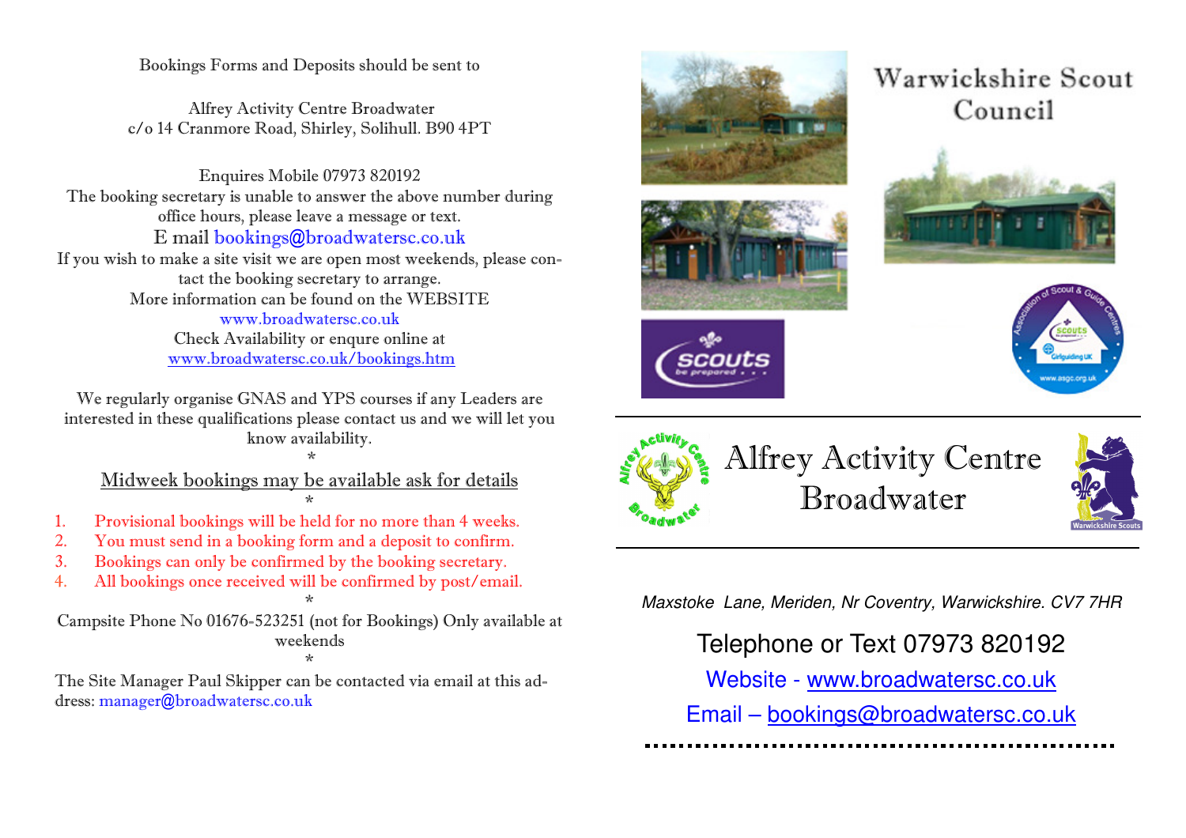Bookings Forms and Deposits should be sent to

Alfrey Activity Centre Broadwater
c/o 14 Cranmore Road, Shirley, Solihull. B90 4PT

Enquires Mobile 07973 820192
The booking secretary is unable to answer the above number during office hours, please leave a message or text.
E mail bookings@broadwatersc.co.uk
If you wish to make a site visit we are open most weekends, please contact the booking secretary to arrange.
More information can be found on the WEBSITE
www.broadwatersc.co.uk
Check Availability or enqure online at
www.broadwatersc.co.uk/bookings.htm

We regularly organise GNAS and YPS courses if any Leaders are interested in these qualifications please contact us and we will let you know availability.

*

Midweek bookings may be available ask for details

*

1. Provisional bookings will be held for no more than 4 weeks.
2. You must send in a booking form and a deposit to confirm.
3. Bookings can only be confirmed by the booking secretary.
4. All bookings once received will be confirmed by post/email.

*

Campsite Phone No 01676-523251 (not for Bookings) Only available at weekends

*

The Site Manager Paul Skipper can be contacted via email at this address: manager@broadwatersc.co.uk

# Warwickshire Scout Council

# Alfrey Activity Centre Broadwater

*Maxstoke Lane, Meriden, Nr Coventry, Warwickshire. CV7 7HR*

Telephone or Text 07973 820192

Website - www.broadwatersc.co.uk

Email – bookings@broadwatersc.co.uk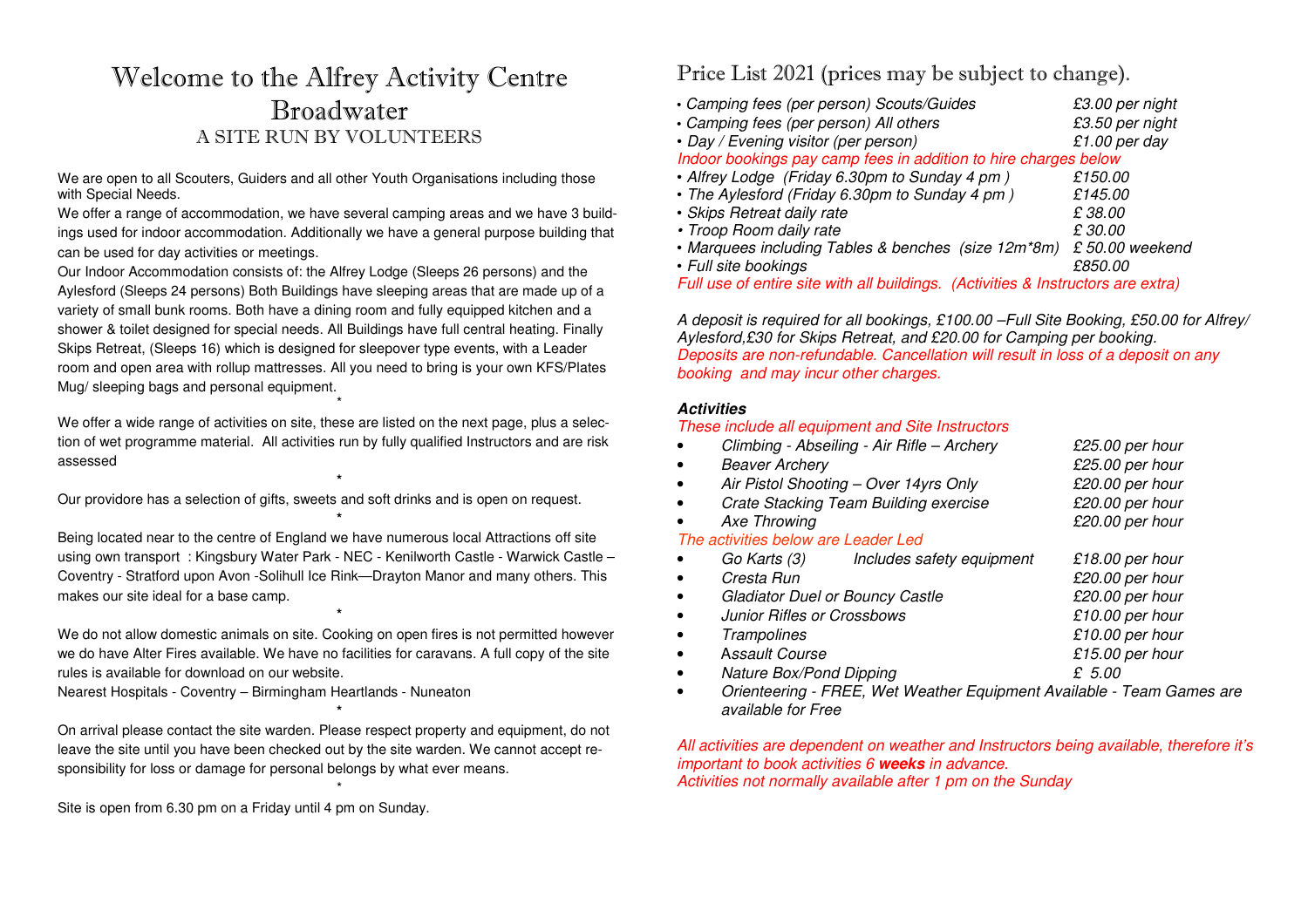# Welcome to the Alfrey Activity Centre Broadwater

## A SITE RUN BY VOLUNTEERS

We are open to all Scouters, Guiders and all other Youth Organisations including those with Special Needs.

We offer a range of accommodation, we have several camping areas and we have 3 buildings used for indoor accommodation. Additionally we have a general purpose building that can be used for day activities or meetings.

Our Indoor Accommodation consists of: the Alfrey Lodge (Sleeps 26 persons) and the Aylesford (Sleeps 24 persons) Both Buildings have sleeping areas that are made up of a variety of small bunk rooms. Both have a dining room and fully equipped kitchen and a shower & toilet designed for special needs. All Buildings have full central heating. Finally Skips Retreat, (Sleeps 16) which is designed for sleepover type events, with a Leader room and open area with rollup mattresses. All you need to bring is your own KFS/Plates Mug/ sleeping bags and personal equipment.

*

We offer a wide range of activities on site, these are listed on the next page, plus a selection of wet programme material. All activities run by fully qualified Instructors and are risk assessed

*

Our providore has a selection of gifts, sweets and soft drinks and is open on request.

*

Being located near to the centre of England we have numerous local Attractions off site using own transport : Kingsbury Water Park - NEC - Kenilworth Castle - Warwick Castle – Coventry - Stratford upon Avon -Solihull Ice Rink—Drayton Manor and many others. This makes our site ideal for a base camp.

*

We do not allow domestic animals on site. Cooking on open fires is not permitted however we do have Alter Fires available. We have no facilities for caravans. A full copy of the site rules is available for download on our website.

Nearest Hospitals - Coventry – Birmingham Heartlands - Nuneaton

*

On arrival please contact the site warden. Please respect property and equipment, do not leave the site until you have been checked out by the site warden. We cannot accept responsibility for loss or damage for personal belongs by what ever means.

*

Site is open from 6.30 pm on a Friday until 4 pm on Sunday.

## Price List 2021 (prices may be subject to change).

| | |
|---|---|
| • *Camping fees (per person) Scouts/Guides* | *£3.00 per night* |
| • *Camping fees (per person) All others* | *£3.50 per night* |
| • *Day / Evening visitor (per person)* | *£1.00 per day* |

*Indoor bookings pay camp fees in addition to hire charges below*

| | |
|---|---|
| • *Alfrey Lodge (Friday 6.30pm to Sunday 4 pm )* | *£150.00* |
| • *The Aylesford (Friday 6.30pm to Sunday 4 pm )* | *£145.00* |
| • *Skips Retreat daily rate* | *£ 38.00* |
| • *Troop Room daily rate* | *£ 30.00* |
| • *Marquees including Tables & benches (size 12m*8m)* | *£ 50.00 weekend* |
| • *Full site bookings* | *£850.00* |

*Full use of entire site with all buildings. (Activities & Instructors are extra)*

*A deposit is required for all bookings, £100.00 –Full Site Booking, £50.00 for Alfrey/ Aylesford,£30 for Skips Retreat, and £20.00 for Camping per booking.*
*Deposits are non-refundable. Cancellation will result in loss of a deposit on any booking and may incur other charges.*

### *Activities*

*These include all equipment and Site Instructors*

| | |
|---|---|
| • *Climbing - Abseiling - Air Rifle – Archery* | *£25.00 per hour* |
| • *Beaver Archery* | *£25.00 per hour* |
| • *Air Pistol Shooting – Over 14yrs Only* | *£20.00 per hour* |
| • *Crate Stacking Team Building exercise* | *£20.00 per hour* |
| • *Axe Throwing* | *£20.00 per hour* |

*The activities below are Leader Led*

| | |
|---|---|
| • *Go Karts (3) Includes safety equipment* | *£18.00 per hour* |
| • *Cresta Run* | *£20.00 per hour* |
| • *Gladiator Duel or Bouncy Castle* | *£20.00 per hour* |
| • *Junior Rifles or Crossbows* | *£10.00 per hour* |
| • *Trampolines* | *£10.00 per hour* |
| • *Assault Course* | *£15.00 per hour* |
| • *Nature Box/Pond Dipping* | *£ 5.00* |

- *Orienteering - FREE, Wet Weather Equipment Available - Team Games are available for Free*

*All activities are dependent on weather and Instructors being available, therefore it's important to book activities 6 **weeks** in advance.*
*Activities not normally available after 1 pm on the Sunday*